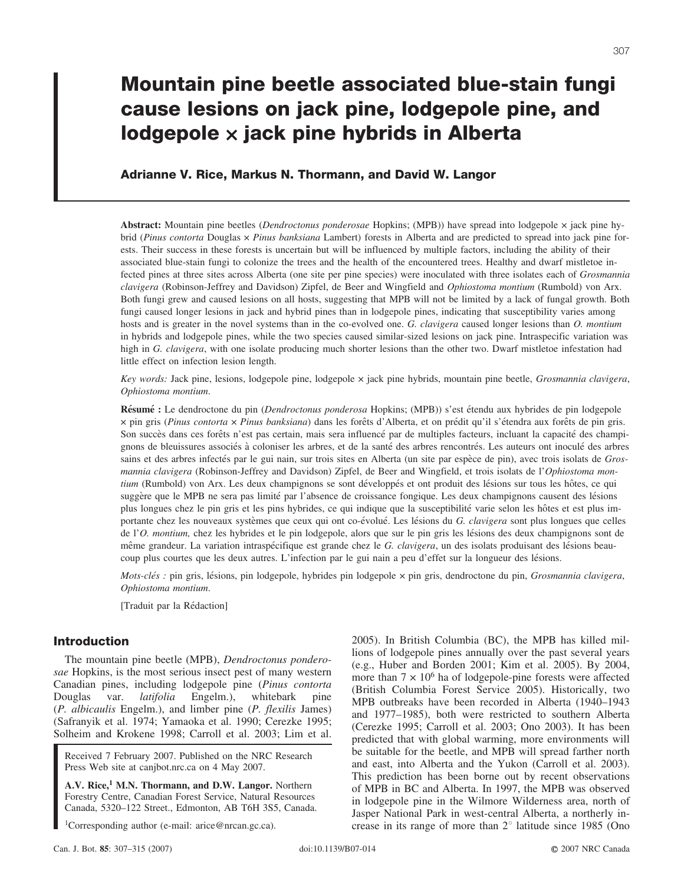# Mountain pine beetle associated blue-stain fungi cause lesions on jack pine, lodgepole pine, and lodgepole × jack pine hybrids in Alberta

**Adrianne V. Rice, Markus N. Thormann, and David W. Langor**

**Abstract:** Mountain pine beetles (*Dendroctonus ponderosae* Hopkins; (MPB)) have spread into lodgepole × jack pine hybrid (*Pinus contorta* Douglas × *Pinus banksiana* Lambert) forests in Alberta and are predicted to spread into jack pine forests. Their success in these forests is uncertain but will be influenced by multiple factors, including the ability of their associated blue-stain fungi to colonize the trees and the health of the encountered trees. Healthy and dwarf mistletoe infected pines at three sites across Alberta (one site per pine species) were inoculated with three isolates each of *Grosmannia clavigera* (Robinson-Jeffrey and Davidson) Zipfel, de Beer and Wingfield and *Ophiostoma montium* (Rumbold) von Arx. Both fungi grew and caused lesions on all hosts, suggesting that MPB will not be limited by a lack of fungal growth. Both fungi caused longer lesions in jack and hybrid pines than in lodgepole pines, indicating that susceptibility varies among hosts and is greater in the novel systems than in the co-evolved one. *G. clavigera* caused longer lesions than *O. montium* in hybrids and lodgepole pines, while the two species caused similar-sized lesions on jack pine. Intraspecific variation was high in *G. clavigera*, with one isolate producing much shorter lesions than the other two. Dwarf mistletoe infestation had little effect on infection lesion length.

*Key words:* Jack pine, lesions, lodgepole pine, lodgepole × jack pine hybrids, mountain pine beetle, *Grosmannia clavigera*, *Ophiostoma montium*.

**Résumé :** Le dendroctone du pin (*Dendroctonus ponderosa* Hopkins; (MPB)) s'est étendu aux hybrides de pin lodgepole × pin gris (*Pinus contorta* × *Pinus banksiana*) dans les forêts d'Alberta, et on prédit qu'il s'étendra aux forêts de pin gris. Son succès dans ces forêts n'est pas certain, mais sera influencé par de multiples facteurs, incluant la capacité des champignons de bleuissures associés à coloniser les arbres, et de la santé des arbres rencontrés. Les auteurs ont inoculé des arbres sains et des arbres infectés par le gui nain, sur trois sites en Alberta (un site par espèce de pin), avec trois isolats de *Grosmannia clavigera* (Robinson-Jeffrey and Davidson) Zipfel, de Beer and Wingfield, et trois isolats de l'*Ophiostoma montium* (Rumbold) von Arx. Les deux champignons se sont développés et ont produit des lésions sur tous les hôtes, ce qui suggère que le MPB ne sera pas limité par l'absence de croissance fongique. Les deux champignons causent des lésions plus longues chez le pin gris et les pins hybrides, ce qui indique que la susceptibilité varie selon les hôtes et est plus importante chez les nouveaux systèmes que ceux qui ont co-évolué. Les lésions du *G. clavigera* sont plus longues que celles de l'*O. montium,* chez les hybrides et le pin lodgepole, alors que sur le pin gris les lésions des deux champignons sont de même grandeur. La variation intraspécifique est grande chez le *G. clavigera*, un des isolats produisant des lésions beaucoup plus courtes que les deux autres. L'infection par le gui nain a peu d'effet sur la longueur des lésions.

*Mots-clés :* pin gris, lésions, pin lodgepole, hybrides pin lodgepole × pin gris, dendroctone du pin, *Grosmannia clavigera*, *Ophiostoma montium*.

[Traduit par la Rédaction]

## Introduction

The mountain pine beetle (MPB), *Dendroctonus ponderosae* Hopkins, is the most serious insect pest of many western Canadian pines, including lodgepole pine (*Pinus contorta* Douglas var. *latifolia* Engelm.), whitebark pine (*P. albicaulis* Engelm.), and limber pine (*P. flexilis* James) (Safranyik et al. 1974; Yamaoka et al. 1990; Cerezke 1995; Solheim and Krokene 1998; Carroll et al. 2003; Lim et al. 2005). In British Columbia (BC), the MPB has killed millions of lodgepole pines annually over the past several years (e.g., Huber and Borden 2001; Kim et al. 2005). By 2004, more than $7 \times 10^6$ ha of lodgepole-pine forests were affected (British Columbia Forest Service 2005). Historically, two MPB outbreaks have been recorded in Alberta (1940–1943 and 1977–1985), both were restricted to southern Alberta (Cerezke 1995; Carroll et al. 2003; Ono 2003). It has been predicted that with global warming, more environments will be suitable for the beetle, and MPB will spread farther north and east, into Alberta and the Yukon (Carroll et al. 2003). This prediction has been borne out by recent observations of MPB in BC and Alberta. In 1997, the MPB was observed in lodgepole pine in the Wilmore Wilderness area, north of Jasper National Park in west-central Alberta, a northerly increase in its range of more than 2° latitude since 1985 (Ono

Received 7 February 2007. Published on the NRC Research Press Web site at canjbot.nrc.ca on 4 May 2007.

**A.V. Rice,[1] M.N. Thormann, and D.W. Langor.** Northern Forestry Centre, Canadian Forest Service, Natural Resources Canada, 5320–122 Street., Edmonton, AB T6H 3S5, Canada.

[1]Corresponding author (e-mail: arice@nrcan.gc.ca).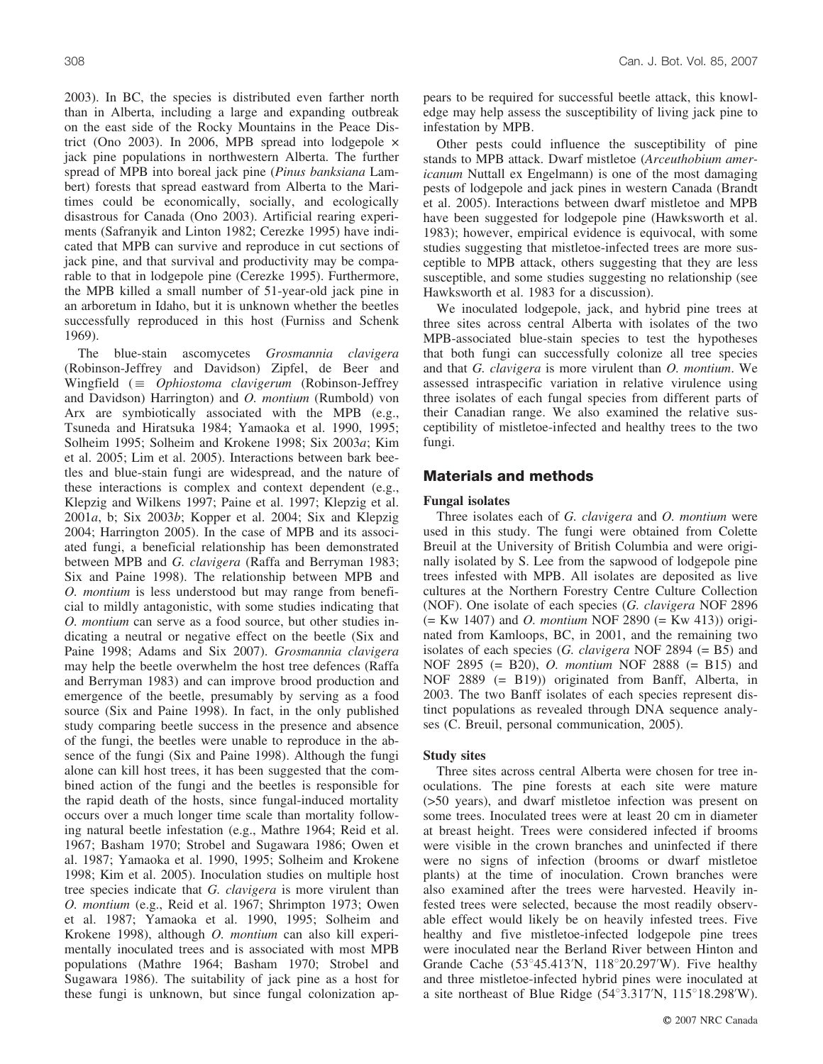2003). In BC, the species is distributed even farther north than in Alberta, including a large and expanding outbreak on the east side of the Rocky Mountains in the Peace District (Ono 2003). In 2006, MPB spread into lodgepole × jack pine populations in northwestern Alberta. The further spread of MPB into boreal jack pine (*Pinus banksiana* Lambert) forests that spread eastward from Alberta to the Maritimes could be economically, socially, and ecologically disastrous for Canada (Ono 2003). Artificial rearing experiments (Safranyik and Linton 1982; Cerezke 1995) have indicated that MPB can survive and reproduce in cut sections of jack pine, and that survival and productivity may be comparable to that in lodgepole pine (Cerezke 1995). Furthermore, the MPB killed a small number of 51-year-old jack pine in an arboretum in Idaho, but it is unknown whether the beetles successfully reproduced in this host (Furniss and Schenk 1969).

The blue-stain ascomycetes *Grosmannia clavigera* (Robinson-Jeffrey and Davidson) Zipfel, de Beer and Wingfield (≡ *Ophiostoma clavigerum* (Robinson-Jeffrey and Davidson) Harrington) and *O. montium* (Rumbold) von Arx are symbiotically associated with the MPB (e.g., Tsuneda and Hiratsuka 1984; Yamaoka et al. 1990, 1995; Solheim 1995; Solheim and Krokene 1998; Six 2003*a*; Kim et al. 2005; Lim et al. 2005). Interactions between bark beetles and blue-stain fungi are widespread, and the nature of these interactions is complex and context dependent (e.g., Klepzig and Wilkens 1997; Paine et al. 1997; Klepzig et al. 2001*a*, b; Six 2003*b*; Kopper et al. 2004; Six and Klepzig 2004; Harrington 2005). In the case of MPB and its associated fungi, a beneficial relationship has been demonstrated between MPB and *G. clavigera* (Raffa and Berryman 1983; Six and Paine 1998). The relationship between MPB and *O. montium* is less understood but may range from beneficial to mildly antagonistic, with some studies indicating that *O. montium* can serve as a food source, but other studies indicating a neutral or negative effect on the beetle (Six and Paine 1998; Adams and Six 2007). *Grosmannia clavigera* may help the beetle overwhelm the host tree defences (Raffa and Berryman 1983) and can improve brood production and emergence of the beetle, presumably by serving as a food source (Six and Paine 1998). In fact, in the only published study comparing beetle success in the presence and absence of the fungi, the beetles were unable to reproduce in the absence of the fungi (Six and Paine 1998). Although the fungi alone can kill host trees, it has been suggested that the combined action of the fungi and the beetles is responsible for the rapid death of the hosts, since fungal-induced mortality occurs over a much longer time scale than mortality following natural beetle infestation (e.g., Mathre 1964; Reid et al. 1967; Basham 1970; Strobel and Sugawara 1986; Owen et al. 1987; Yamaoka et al. 1990, 1995; Solheim and Krokene 1998; Kim et al. 2005). Inoculation studies on multiple host tree species indicate that *G. clavigera* is more virulent than *O. montium* (e.g., Reid et al. 1967; Shrimpton 1973; Owen et al. 1987; Yamaoka et al. 1990, 1995; Solheim and Krokene 1998), although *O. montium* can also kill experimentally inoculated trees and is associated with most MPB populations (Mathre 1964; Basham 1970; Strobel and Sugawara 1986). The suitability of jack pine as a host for these fungi is unknown, but since fungal colonization appears to be required for successful beetle attack, this knowledge may help assess the susceptibility of living jack pine to infestation by MPB.

Other pests could influence the susceptibility of pine stands to MPB attack. Dwarf mistletoe (*Arceuthobium americanum* Nuttall ex Engelmann) is one of the most damaging pests of lodgepole and jack pines in western Canada (Brandt et al. 2005). Interactions between dwarf mistletoe and MPB have been suggested for lodgepole pine (Hawksworth et al. 1983); however, empirical evidence is equivocal, with some studies suggesting that mistletoe-infected trees are more susceptible to MPB attack, others suggesting that they are less susceptible, and some studies suggesting no relationship (see Hawksworth et al. 1983 for a discussion).

We inoculated lodgepole, jack, and hybrid pine trees at three sites across central Alberta with isolates of the two MPB-associated blue-stain species to test the hypotheses that both fungi can successfully colonize all tree species and that *G. clavigera* is more virulent than *O. montium*. We assessed intraspecific variation in relative virulence using three isolates of each fungal species from different parts of their Canadian range. We also examined the relative susceptibility of mistletoe-infected and healthy trees to the two fungi.

## Materials and methods

### Fungal isolates

Three isolates each of *G. clavigera* and *O. montium* were used in this study. The fungi were obtained from Colette Breuil at the University of British Columbia and were originally isolated by S. Lee from the sapwood of lodgepole pine trees infested with MPB. All isolates are deposited as live cultures at the Northern Forestry Centre Culture Collection (NOF). One isolate of each species (*G. clavigera* NOF 2896 (= Kw 1407) and *O. montium* NOF 2890 (= Kw 413)) originated from Kamloops, BC, in 2001, and the remaining two isolates of each species (*G. clavigera* NOF 2894 (= B5) and NOF 2895 (= B20), *O. montium* NOF 2888 (= B15) and NOF 2889 (= B19)) originated from Banff, Alberta, in 2003. The two Banff isolates of each species represent distinct populations as revealed through DNA sequence analyses (C. Breuil, personal communication, 2005).

### Study sites

Three sites across central Alberta were chosen for tree inoculations. The pine forests at each site were mature (>50 years), and dwarf mistletoe infection was present on some trees. Inoculated trees were at least 20 cm in diameter at breast height. Trees were considered infected if brooms were visible in the crown branches and uninfected if there were no signs of infection (brooms or dwarf mistletoe plants) at the time of inoculation. Crown branches were also examined after the trees were harvested. Heavily infested trees were selected, because the most readily observable effect would likely be on heavily infested trees. Five healthy and five mistletoe-infected lodgepole pine trees were inoculated near the Berland River between Hinton and Grande Cache (53°45.413′N, 118°20.297′W). Five healthy and three mistletoe-infected hybrid pines were inoculated at a site northeast of Blue Ridge (54°3.317′N, 115°18.298′W).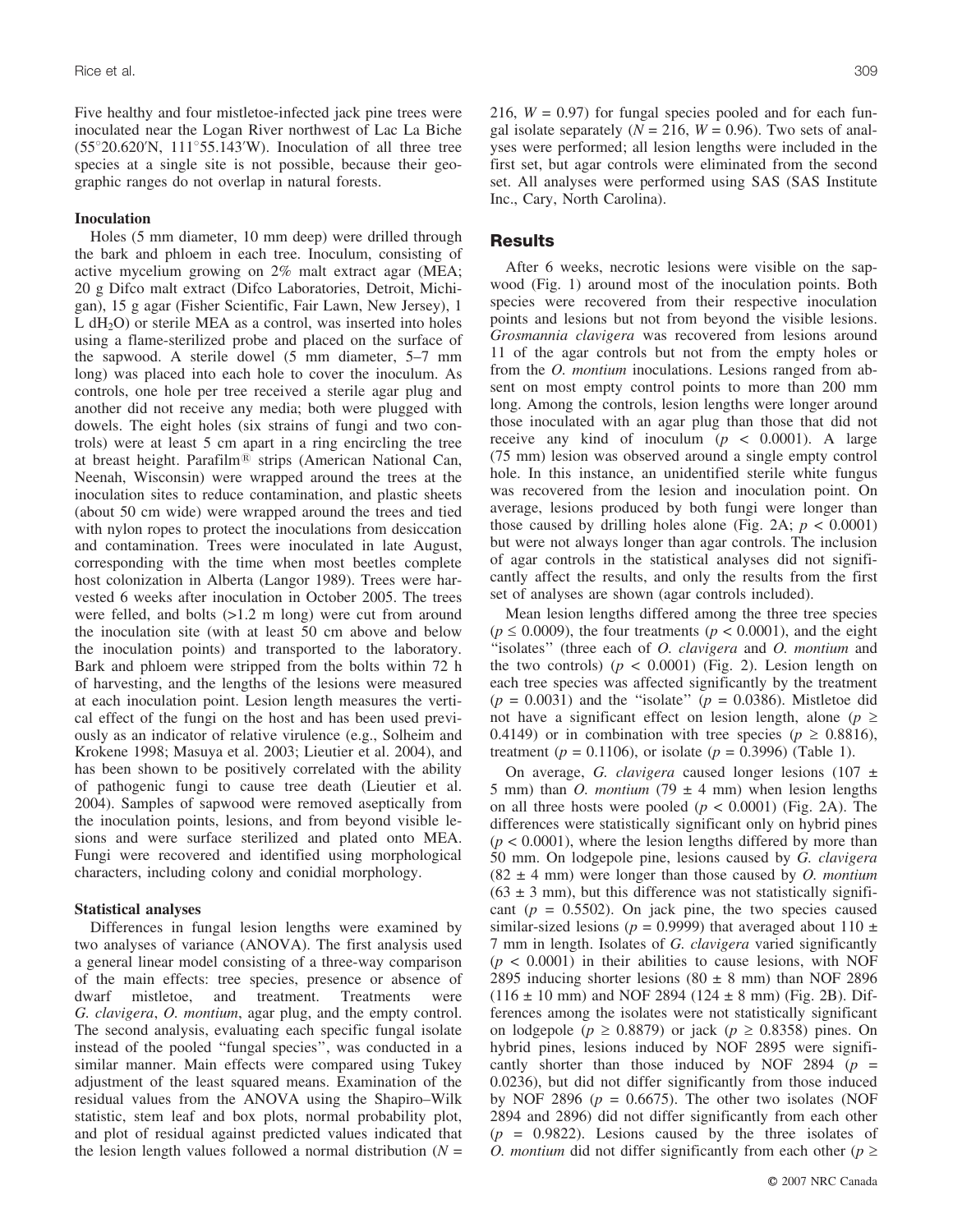Five healthy and four mistletoe-infected jack pine trees were inoculated near the Logan River northwest of Lac La Biche (55°20.620′N, 111°55.143′W). Inoculation of all three tree species at a single site is not possible, because their geographic ranges do not overlap in natural forests.

### Inoculation

Holes (5 mm diameter, 10 mm deep) were drilled through the bark and phloem in each tree. Inoculum, consisting of active mycelium growing on 2% malt extract agar (MEA; 20 g Difco malt extract (Difco Laboratories, Detroit, Michigan), 15 g agar (Fisher Scientific, Fair Lawn, New Jersey), 1 L $dH_2O$) or sterile MEA as a control, was inserted into holes using a flame-sterilized probe and placed on the surface of the sapwood. A sterile dowel (5 mm diameter, 5–7 mm long) was placed into each hole to cover the inoculum. As controls, one hole per tree received a sterile agar plug and another did not receive any media; both were plugged with dowels. The eight holes (six strains of fungi and two controls) were at least 5 cm apart in a ring encircling the tree at breast height. Parafilm® strips (American National Can, Neenah, Wisconsin) were wrapped around the trees at the inoculation sites to reduce contamination, and plastic sheets (about 50 cm wide) were wrapped around the trees and tied with nylon ropes to protect the inoculations from desiccation and contamination. Trees were inoculated in late August, corresponding with the time when most beetles complete host colonization in Alberta (Langor 1989). Trees were harvested 6 weeks after inoculation in October 2005. The trees were felled, and bolts (>1.2 m long) were cut from around the inoculation site (with at least 50 cm above and below the inoculation points) and transported to the laboratory. Bark and phloem were stripped from the bolts within 72 h of harvesting, and the lengths of the lesions were measured at each inoculation point. Lesion length measures the vertical effect of the fungi on the host and has been used previously as an indicator of relative virulence (e.g., Solheim and Krokene 1998; Masuya et al. 2003; Lieutier et al. 2004), and has been shown to be positively correlated with the ability of pathogenic fungi to cause tree death (Lieutier et al. 2004). Samples of sapwood were removed aseptically from the inoculation points, lesions, and from beyond visible lesions and were surface sterilized and plated onto MEA. Fungi were recovered and identified using morphological characters, including colony and conidial morphology.

### Statistical analyses

Differences in fungal lesion lengths were examined by two analyses of variance (ANOVA). The first analysis used a general linear model consisting of a three-way comparison of the main effects: tree species, presence or absence of dwarf mistletoe, and treatment. Treatments were *G. clavigera*, *O. montium*, agar plug, and the empty control. The second analysis, evaluating each specific fungal isolate instead of the pooled "fungal species", was conducted in a similar manner. Main effects were compared using Tukey adjustment of the least squared means. Examination of the residual values from the ANOVA using the Shapiro–Wilk statistic, stem leaf and box plots, normal probability plot, and plot of residual against predicted values indicated that the lesion length values followed a normal distribution ($N$ = 216, $W$ = 0.97) for fungal species pooled and for each fungal isolate separately ($N$ = 216, $W$ = 0.96). Two sets of analyses were performed; all lesion lengths were included in the first set, but agar controls were eliminated from the second set. All analyses were performed using SAS (SAS Institute Inc., Cary, North Carolina).

## Results

After 6 weeks, necrotic lesions were visible on the sapwood (Fig. 1) around most of the inoculation points. Both species were recovered from their respective inoculation points and lesions but not from beyond the visible lesions. *Grosmannia clavigera* was recovered from lesions around 11 of the agar controls but not from the empty holes or from the *O. montium* inoculations. Lesions ranged from absent on most empty control points to more than 200 mm long. Among the controls, lesion lengths were longer around those inoculated with an agar plug than those that did not receive any kind of inoculum ($p$ < 0.0001). A large (75 mm) lesion was observed around a single empty control hole. In this instance, an unidentified sterile white fungus was recovered from the lesion and inoculation point. On average, lesions produced by both fungi were longer than those caused by drilling holes alone (Fig. 2A; $p$ < 0.0001) but were not always longer than agar controls. The inclusion of agar controls in the statistical analyses did not significantly affect the results, and only the results from the first set of analyses are shown (agar controls included).

Mean lesion lengths differed among the three tree species ($p \leq 0.0009$), the four treatments ($p$ < 0.0001), and the eight "isolates" (three each of *O. clavigera* and *O. montium* and the two controls) ($p$ < 0.0001) (Fig. 2). Lesion length on each tree species was affected significantly by the treatment ($p$ = 0.0031) and the "isolate" ($p$ = 0.0386). Mistletoe did not have a significant effect on lesion length, alone ($p \geq 0.4149$) or in combination with tree species ($p \geq 0.8816$), treatment ($p$ = 0.1106), or isolate ($p$ = 0.3996) (Table 1).

On average, *G. clavigera* caused longer lesions (107 ± 5 mm) than *O. montium* (79 ± 4 mm) when lesion lengths on all three hosts were pooled ($p$ < 0.0001) (Fig. 2A). The differences were statistically significant only on hybrid pines ($p$ < 0.0001), where the lesion lengths differed by more than 50 mm. On lodgepole pine, lesions caused by *G. clavigera* (82 ± 4 mm) were longer than those caused by *O. montium* (63 ± 3 mm), but this difference was not statistically significant ($p$ = 0.5502). On jack pine, the two species caused similar-sized lesions ($p$ = 0.9999) that averaged about 110 ± 7 mm in length. Isolates of *G. clavigera* varied significantly ($p$ < 0.0001) in their abilities to cause lesions, with NOF 2895 inducing shorter lesions (80 ± 8 mm) than NOF 2896 (116 ± 10 mm) and NOF 2894 (124 ± 8 mm) (Fig. 2B). Differences among the isolates were not statistically significant on lodgepole ($p \geq 0.8879$) or jack ($p \geq 0.8358$) pines. On hybrid pines, lesions induced by NOF 2895 were significantly shorter than those induced by NOF 2894 ($p$ = 0.0236), but did not differ significantly from those induced by NOF 2896 ($p$ = 0.6675). The other two isolates (NOF 2894 and 2896) did not differ significantly from each other ($p$ = 0.9822). Lesions caused by the three isolates of *O. montium* did not differ significantly from each other ($p \geq$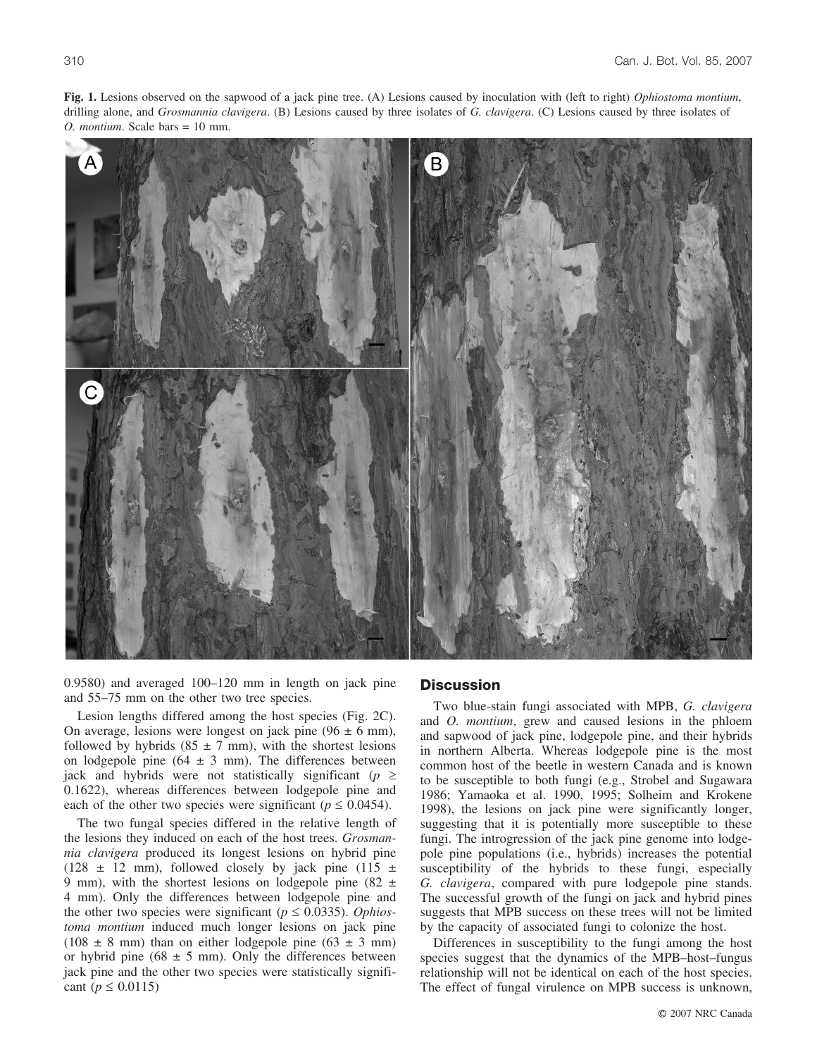**Fig. 1.** Lesions observed on the sapwood of a jack pine tree. (A) Lesions caused by inoculation with (left to right) *Ophiostoma montium*, drilling alone, and *Grosmannia clavigera*. (B) Lesions caused by three isolates of *G. clavigera*. (C) Lesions caused by three isolates of *O. montium*. Scale bars = 10 mm.

0.9580) and averaged 100–120 mm in length on jack pine and 55–75 mm on the other two tree species.

Lesion lengths differed among the host species (Fig. 2C). On average, lesions were longest on jack pine (96 ± 6 mm), followed by hybrids (85 ± 7 mm), with the shortest lesions on lodgepole pine (64 ± 3 mm). The differences between jack and hybrids were not statistically significant ($p \geq 0.1622$), whereas differences between lodgepole pine and each of the other two species were significant ($p \leq 0.0454$).

The two fungal species differed in the relative length of the lesions they induced on each of the host trees. *Grosmannia clavigera* produced its longest lesions on hybrid pine (128 ± 12 mm), followed closely by jack pine (115 ± 9 mm), with the shortest lesions on lodgepole pine (82 ± 4 mm). Only the differences between lodgepole pine and the other two species were significant ($p \leq 0.0335$). *Ophiostoma montium* induced much longer lesions on jack pine (108 ± 8 mm) than on either lodgepole pine (63 ± 3 mm) or hybrid pine (68 ± 5 mm). Only the differences between jack pine and the other two species were statistically significant ($p \leq 0.0115$)

## Discussion

Two blue-stain fungi associated with MPB, *G. clavigera* and *O. montium*, grew and caused lesions in the phloem and sapwood of jack pine, lodgepole pine, and their hybrids in northern Alberta. Whereas lodgepole pine is the most common host of the beetle in western Canada and is known to be susceptible to both fungi (e.g., Strobel and Sugawara 1986; Yamaoka et al. 1990, 1995; Solheim and Krokene 1998), the lesions on jack pine were significantly longer, suggesting that it is potentially more susceptible to these fungi. The introgression of the jack pine genome into lodgepole pine populations (i.e., hybrids) increases the potential susceptibility of the hybrids to these fungi, especially *G. clavigera*, compared with pure lodgepole pine stands. The successful growth of the fungi on jack and hybrid pines suggests that MPB success on these trees will not be limited by the capacity of associated fungi to colonize the host.

Differences in susceptibility to the fungi among the host species suggest that the dynamics of the MPB–host–fungus relationship will not be identical on each of the host species. The effect of fungal virulence on MPB success is unknown,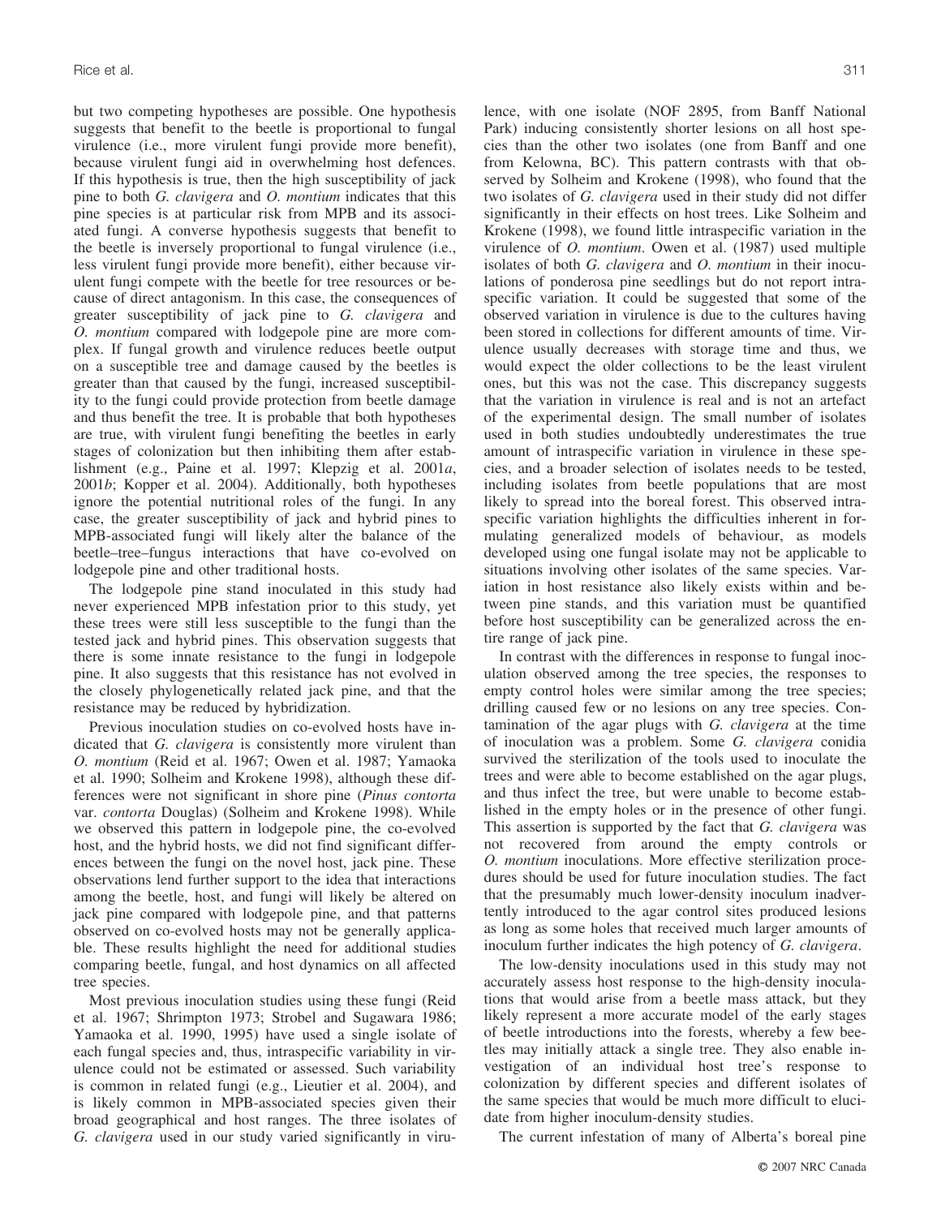but two competing hypotheses are possible. One hypothesis suggests that benefit to the beetle is proportional to fungal virulence (i.e., more virulent fungi provide more benefit), because virulent fungi aid in overwhelming host defences. If this hypothesis is true, then the high susceptibility of jack pine to both *G. clavigera* and *O. montium* indicates that this pine species is at particular risk from MPB and its associated fungi. A converse hypothesis suggests that benefit to the beetle is inversely proportional to fungal virulence (i.e., less virulent fungi provide more benefit), either because virulent fungi compete with the beetle for tree resources or because of direct antagonism. In this case, the consequences of greater susceptibility of jack pine to *G. clavigera* and *O. montium* compared with lodgepole pine are more complex. If fungal growth and virulence reduces beetle output on a susceptible tree and damage caused by the beetles is greater than that caused by the fungi, increased susceptibility to the fungi could provide protection from beetle damage and thus benefit the tree. It is probable that both hypotheses are true, with virulent fungi benefiting the beetles in early stages of colonization but then inhibiting them after establishment (e.g., Paine et al. 1997; Klepzig et al. 2001*a*, 2001*b*; Kopper et al. 2004). Additionally, both hypotheses ignore the potential nutritional roles of the fungi. In any case, the greater susceptibility of jack and hybrid pines to MPB-associated fungi will likely alter the balance of the beetle–tree–fungus interactions that have co-evolved on lodgepole pine and other traditional hosts.

The lodgepole pine stand inoculated in this study had never experienced MPB infestation prior to this study, yet these trees were still less susceptible to the fungi than the tested jack and hybrid pines. This observation suggests that there is some innate resistance to the fungi in lodgepole pine. It also suggests that this resistance has not evolved in the closely phylogenetically related jack pine, and that the resistance may be reduced by hybridization.

Previous inoculation studies on co-evolved hosts have indicated that *G. clavigera* is consistently more virulent than *O. montium* (Reid et al. 1967; Owen et al. 1987; Yamaoka et al. 1990; Solheim and Krokene 1998), although these differences were not significant in shore pine (*Pinus contorta* var. *contorta* Douglas) (Solheim and Krokene 1998). While we observed this pattern in lodgepole pine, the co-evolved host, and the hybrid hosts, we did not find significant differences between the fungi on the novel host, jack pine. These observations lend further support to the idea that interactions among the beetle, host, and fungi will likely be altered on jack pine compared with lodgepole pine, and that patterns observed on co-evolved hosts may not be generally applicable. These results highlight the need for additional studies comparing beetle, fungal, and host dynamics on all affected tree species.

Most previous inoculation studies using these fungi (Reid et al. 1967; Shrimpton 1973; Strobel and Sugawara 1986; Yamaoka et al. 1990, 1995) have used a single isolate of each fungal species and, thus, intraspecific variability in virulence could not be estimated or assessed. Such variability is common in related fungi (e.g., Lieutier et al. 2004), and is likely common in MPB-associated species given their broad geographical and host ranges. The three isolates of *G. clavigera* used in our study varied significantly in virulence, with one isolate (NOF 2895, from Banff National Park) inducing consistently shorter lesions on all host species than the other two isolates (one from Banff and one from Kelowna, BC). This pattern contrasts with that observed by Solheim and Krokene (1998), who found that the two isolates of *G. clavigera* used in their study did not differ significantly in their effects on host trees. Like Solheim and Krokene (1998), we found little intraspecific variation in the virulence of *O. montium*. Owen et al. (1987) used multiple isolates of both *G. clavigera* and *O. montium* in their inoculations of ponderosa pine seedlings but do not report intraspecific variation. It could be suggested that some of the observed variation in virulence is due to the cultures having been stored in collections for different amounts of time. Virulence usually decreases with storage time and thus, we would expect the older collections to be the least virulent ones, but this was not the case. This discrepancy suggests that the variation in virulence is real and is not an artefact of the experimental design. The small number of isolates used in both studies undoubtedly underestimates the true amount of intraspecific variation in virulence in these species, and a broader selection of isolates needs to be tested, including isolates from beetle populations that are most likely to spread into the boreal forest. This observed intraspecific variation highlights the difficulties inherent in formulating generalized models of behaviour, as models developed using one fungal isolate may not be applicable to situations involving other isolates of the same species. Variation in host resistance also likely exists within and between pine stands, and this variation must be quantified before host susceptibility can be generalized across the entire range of jack pine.

In contrast with the differences in response to fungal inoculation observed among the tree species, the responses to empty control holes were similar among the tree species; drilling caused few or no lesions on any tree species. Contamination of the agar plugs with *G. clavigera* at the time of inoculation was a problem. Some *G. clavigera* conidia survived the sterilization of the tools used to inoculate the trees and were able to become established on the agar plugs, and thus infect the tree, but were unable to become established in the empty holes or in the presence of other fungi. This assertion is supported by the fact that *G. clavigera* was not recovered from around the empty controls or *O. montium* inoculations. More effective sterilization procedures should be used for future inoculation studies. The fact that the presumably much lower-density inoculum inadvertently introduced to the agar control sites produced lesions as long as some holes that received much larger amounts of inoculum further indicates the high potency of *G. clavigera*.

The low-density inoculations used in this study may not accurately assess host response to the high-density inoculations that would arise from a beetle mass attack, but they likely represent a more accurate model of the early stages of beetle introductions into the forests, whereby a few beetles may initially attack a single tree. They also enable investigation of an individual host tree's response to colonization by different species and different isolates of the same species that would be much more difficult to elucidate from higher inoculum-density studies.

The current infestation of many of Alberta's boreal pine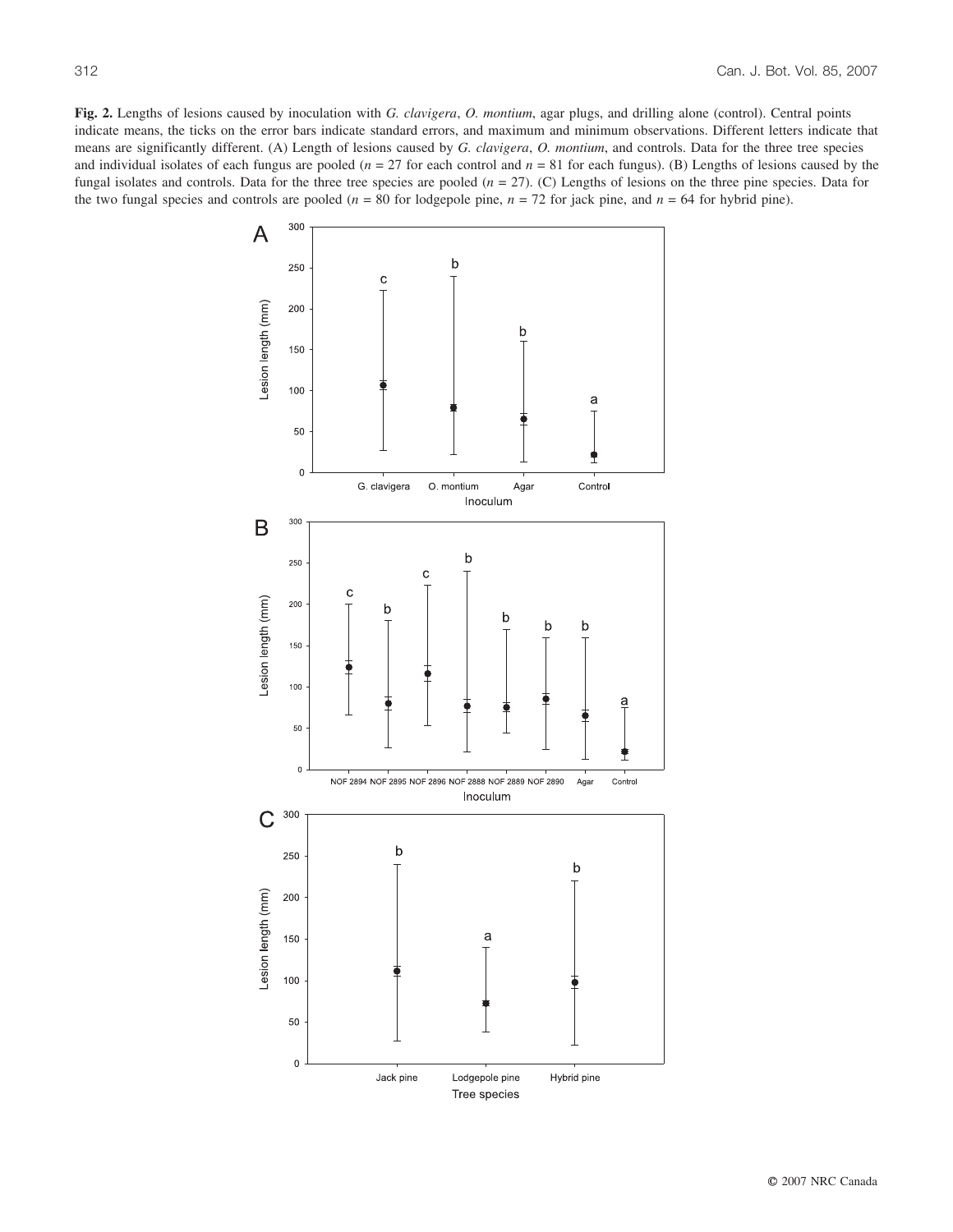**Fig. 2.** Lengths of lesions caused by inoculation with *G. clavigera*, *O. montium*, agar plugs, and drilling alone (control). Central points indicate means, the ticks on the error bars indicate standard errors, and maximum and minimum observations. Different letters indicate that means are significantly different. (A) Length of lesions caused by *G. clavigera*, *O. montium*, and controls. Data for the three tree species and individual isolates of each fungus are pooled ($n = 27$ for each control and $n = 81$ for each fungus). (B) Lengths of lesions caused by the fungal isolates and controls. Data for the three tree species are pooled ($n = 27$). (C) Lengths of lesions on the three pine species. Data for the two fungal species and controls are pooled ($n = 80$ for lodgepole pine, $n = 72$ for jack pine, and $n = 64$ for hybrid pine).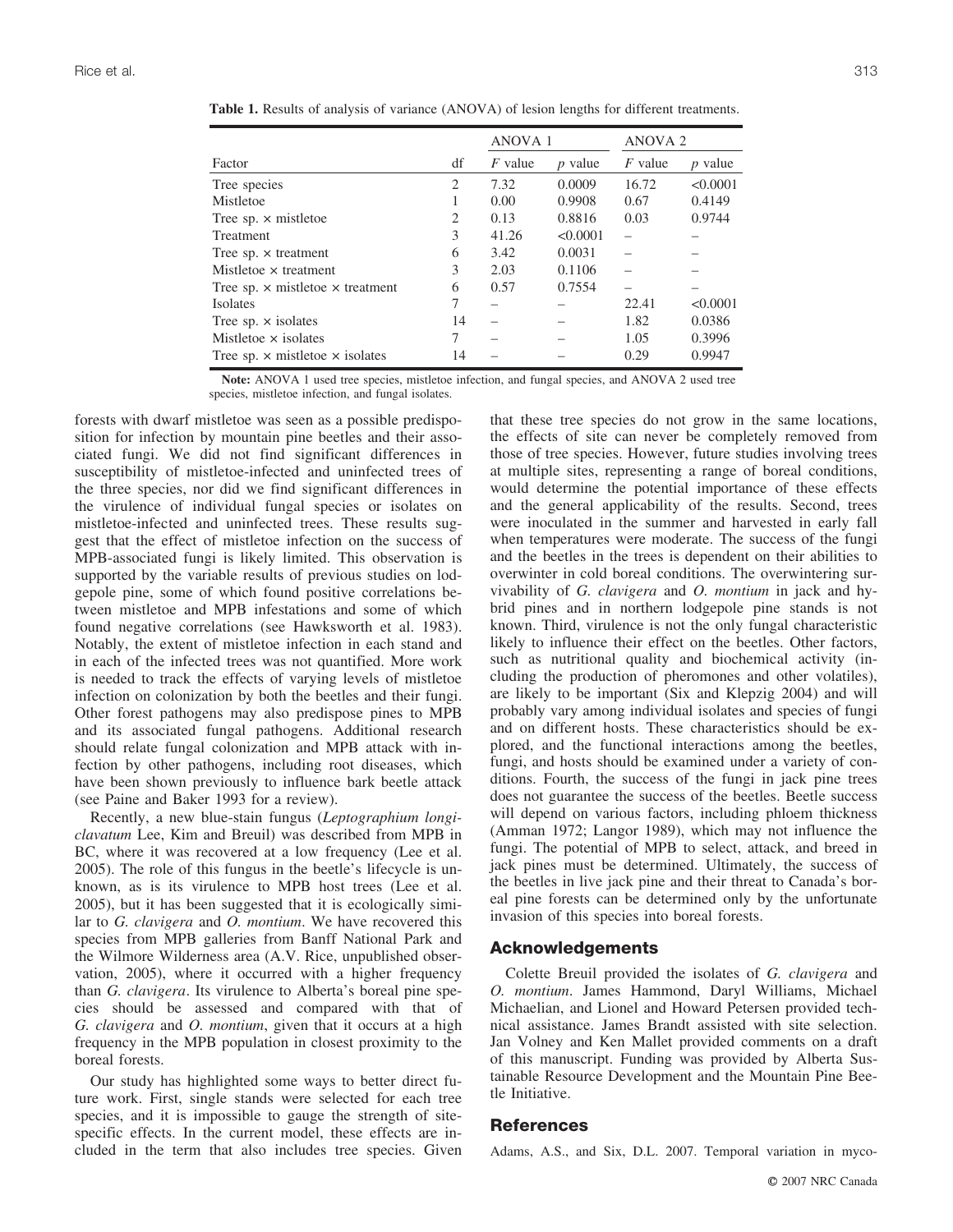**Table 1.** Results of analysis of variance (ANOVA) of lesion lengths for different treatments.

| | | ANOVA 1 | | ANOVA 2 | |
|---|---|---|---|---|---|
| Factor | df | *F* value | *p* value | *F* value | *p* value |
| Tree species | 2 | 7.32 | 0.0009 | 16.72 | <0.0001 |
| Mistletoe | 1 | 0.00 | 0.9908 | 0.67 | 0.4149 |
| Tree sp. × mistletoe | 2 | 0.13 | 0.8816 | 0.03 | 0.9744 |
| Treatment | 3 | 41.26 | <0.0001 | – | – |
| Tree sp. × treatment | 6 | 3.42 | 0.0031 | – | – |
| Mistletoe × treatment | 3 | 2.03 | 0.1106 | – | – |
| Tree sp. × mistletoe × treatment | 6 | 0.57 | 0.7554 | – | – |
| Isolates | 7 | – | – | 22.41 | <0.0001 |
| Tree sp. × isolates | 14 | – | – | 1.82 | 0.0386 |
| Mistletoe × isolates | 7 | – | – | 1.05 | 0.3996 |
| Tree sp. × mistletoe × isolates | 14 | – | – | 0.29 | 0.9947 |

**Note:** ANOVA 1 used tree species, mistletoe infection, and fungal species, and ANOVA 2 used tree species, mistletoe infection, and fungal isolates.

forests with dwarf mistletoe was seen as a possible predisposition for infection by mountain pine beetles and their associated fungi. We did not find significant differences in susceptibility of mistletoe-infected and uninfected trees of the three species, nor did we find significant differences in the virulence of individual fungal species or isolates on mistletoe-infected and uninfected trees. These results suggest that the effect of mistletoe infection on the success of MPB-associated fungi is likely limited. This observation is supported by the variable results of previous studies on lodgepole pine, some of which found positive correlations between mistletoe and MPB infestations and some of which found negative correlations (see Hawksworth et al. 1983). Notably, the extent of mistletoe infection in each stand and in each of the infected trees was not quantified. More work is needed to track the effects of varying levels of mistletoe infection on colonization by both the beetles and their fungi. Other forest pathogens may also predispose pines to MPB and its associated fungal pathogens. Additional research should relate fungal colonization and MPB attack with infection by other pathogens, including root diseases, which have been shown previously to influence bark beetle attack (see Paine and Baker 1993 for a review).

Recently, a new blue-stain fungus (*Leptographium longiclavatum* Lee, Kim and Breuil) was described from MPB in BC, where it was recovered at a low frequency (Lee et al. 2005). The role of this fungus in the beetle's lifecycle is unknown, as is its virulence to MPB host trees (Lee et al. 2005), but it has been suggested that it is ecologically similar to *G. clavigera* and *O. montium*. We have recovered this species from MPB galleries from Banff National Park and the Wilmore Wilderness area (A.V. Rice, unpublished observation, 2005), where it occurred with a higher frequency than *G. clavigera*. Its virulence to Alberta's boreal pine species should be assessed and compared with that of *G. clavigera* and *O. montium*, given that it occurs at a high frequency in the MPB population in closest proximity to the boreal forests.

Our study has highlighted some ways to better direct future work. First, single stands were selected for each tree species, and it is impossible to gauge the strength of site-specific effects. In the current model, these effects are included in the term that also includes tree species. Given that these tree species do not grow in the same locations, the effects of site can never be completely removed from those of tree species. However, future studies involving trees at multiple sites, representing a range of boreal conditions, would determine the potential importance of these effects and the general applicability of the results. Second, trees were inoculated in the summer and harvested in early fall when temperatures were moderate. The success of the fungi and the beetles in the trees is dependent on their abilities to overwinter in cold boreal conditions. The overwintering survivability of *G. clavigera* and *O. montium* in jack and hybrid pines and in northern lodgepole pine stands is not known. Third, virulence is not the only fungal characteristic likely to influence their effect on the beetles. Other factors, such as nutritional quality and biochemical activity (including the production of pheromones and other volatiles), are likely to be important (Six and Klepzig 2004) and will probably vary among individual isolates and species of fungi and on different hosts. These characteristics should be explored, and the functional interactions among the beetles, fungi, and hosts should be examined under a variety of conditions. Fourth, the success of the fungi in jack pine trees does not guarantee the success of the beetles. Beetle success will depend on various factors, including phloem thickness (Amman 1972; Langor 1989), which may not influence the fungi. The potential of MPB to select, attack, and breed in jack pines must be determined. Ultimately, the success of the beetles in live jack pine and their threat to Canada's boreal pine forests can be determined only by the unfortunate invasion of this species into boreal forests.

## Acknowledgements

Colette Breuil provided the isolates of *G. clavigera* and *O. montium*. James Hammond, Daryl Williams, Michael Michaelian, and Lionel and Howard Petersen provided technical assistance. James Brandt assisted with site selection. Jan Volney and Ken Mallet provided comments on a draft of this manuscript. Funding was provided by Alberta Sustainable Resource Development and the Mountain Pine Beetle Initiative.

## References

Adams, A.S., and Six, D.L. 2007. Temporal variation in myco-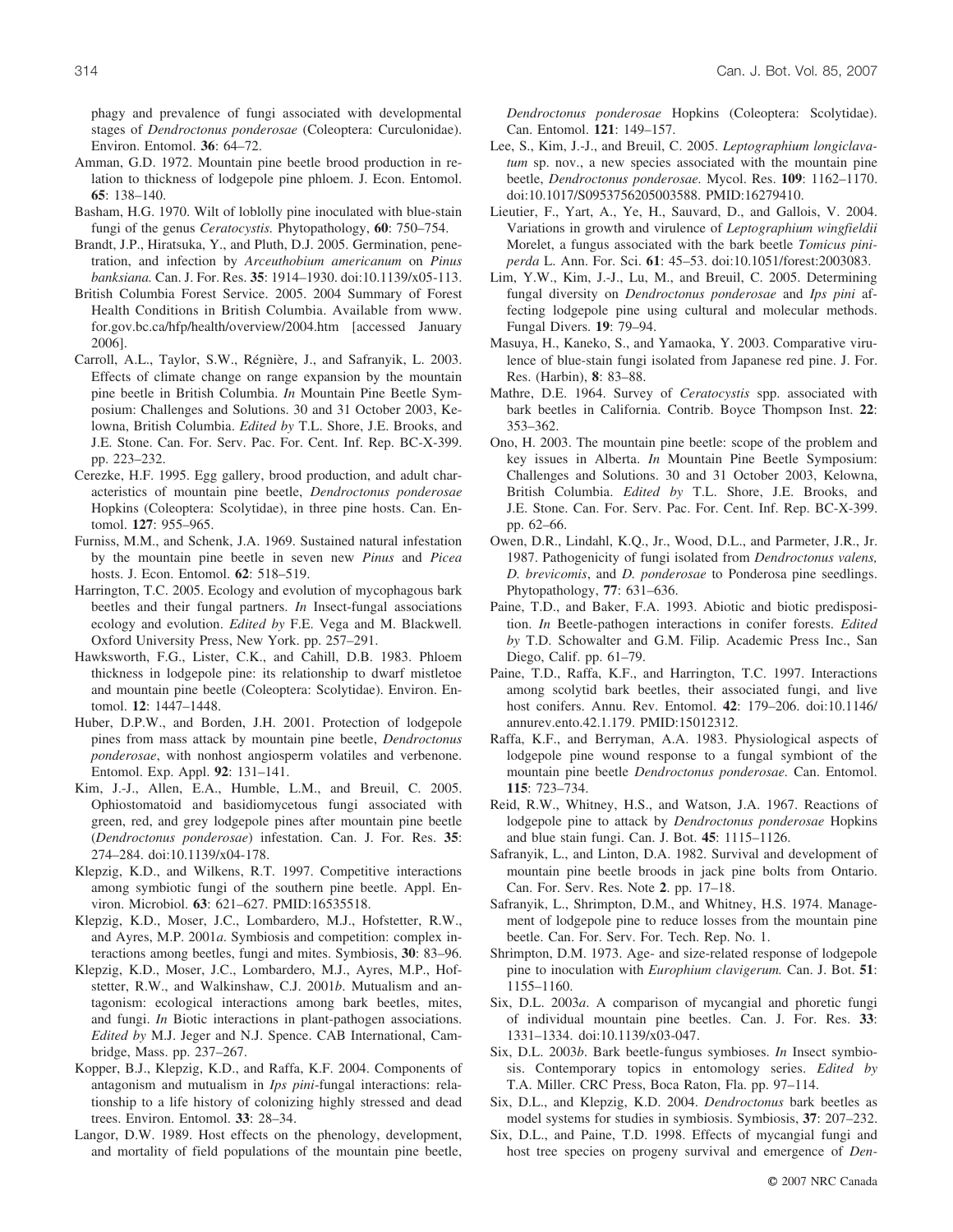phagy and prevalence of fungi associated with developmental stages of *Dendroctonus ponderosae* (Coleoptera: Curculonidae). Environ. Entomol. **36**: 64–72.

Amman, G.D. 1972. Mountain pine beetle brood production in relation to thickness of lodgepole pine phloem. J. Econ. Entomol. **65**: 138–140.

Basham, H.G. 1970. Wilt of loblolly pine inoculated with blue-stain fungi of the genus *Ceratocystis.* Phytopathology, **60**: 750–754.

Brandt, J.P., Hiratsuka, Y., and Pluth, D.J. 2005. Germination, penetration, and infection by *Arceuthobium americanum* on *Pinus banksiana.* Can. J. For. Res. **35**: 1914–1930. doi:10.1139/x05-113.

British Columbia Forest Service. 2005. 2004 Summary of Forest Health Conditions in British Columbia. Available from www.for.gov.bc.ca/hfp/health/overview/2004.htm [accessed January 2006].

Carroll, A.L., Taylor, S.W., Régnière, J., and Safranyik, L. 2003. Effects of climate change on range expansion by the mountain pine beetle in British Columbia. *In* Mountain Pine Beetle Symposium: Challenges and Solutions. 30 and 31 October 2003, Kelowna, British Columbia. *Edited by* T.L. Shore, J.E. Brooks, and J.E. Stone. Can. For. Serv. Pac. For. Cent. Inf. Rep. BC-X-399. pp. 223–232.

Cerezke, H.F. 1995. Egg gallery, brood production, and adult characteristics of mountain pine beetle, *Dendroctonus ponderosae* Hopkins (Coleoptera: Scolytidae), in three pine hosts. Can. Entomol. **127**: 955–965.

Furniss, M.M., and Schenk, J.A. 1969. Sustained natural infestation by the mountain pine beetle in seven new *Pinus* and *Picea* hosts. J. Econ. Entomol. **62**: 518–519.

Harrington, T.C. 2005. Ecology and evolution of mycophagous bark beetles and their fungal partners. *In* Insect-fungal associations ecology and evolution. *Edited by* F.E. Vega and M. Blackwell. Oxford University Press, New York. pp. 257–291.

Hawksworth, F.G., Lister, C.K., and Cahill, D.B. 1983. Phloem thickness in lodgepole pine: its relationship to dwarf mistletoe and mountain pine beetle (Coleoptera: Scolytidae). Environ. Entomol. **12**: 1447–1448.

Huber, D.P.W., and Borden, J.H. 2001. Protection of lodgepole pines from mass attack by mountain pine beetle, *Dendroctonus ponderosae*, with nonhost angiosperm volatiles and verbenone. Entomol. Exp. Appl. **92**: 131–141.

Kim, J.-J., Allen, E.A., Humble, L.M., and Breuil, C. 2005. Ophiostomatoid and basidiomycetous fungi associated with green, red, and grey lodgepole pines after mountain pine beetle (*Dendroctonus ponderosae*) infestation. Can. J. For. Res. **35**: 274–284. doi:10.1139/x04-178.

Klepzig, K.D., and Wilkens, R.T. 1997. Competitive interactions among symbiotic fungi of the southern pine beetle. Appl. Environ. Microbiol. **63**: 621–627. PMID:16535518.

Klepzig, K.D., Moser, J.C., Lombardero, M.J., Hofstetter, R.W., and Ayres, M.P. 2001*a*. Symbiosis and competition: complex interactions among beetles, fungi and mites. Symbiosis, **30**: 83–96.

Klepzig, K.D., Moser, J.C., Lombardero, M.J., Ayres, M.P., Hofstetter, R.W., and Walkinshaw, C.J. 2001*b*. Mutualism and antagonism: ecological interactions among bark beetles, mites, and fungi. *In* Biotic interactions in plant-pathogen associations. *Edited by* M.J. Jeger and N.J. Spence. CAB International, Cambridge, Mass. pp. 237–267.

Kopper, B.J., Klepzig, K.D., and Raffa, K.F. 2004. Components of antagonism and mutualism in *Ips pini*-fungal interactions: relationship to a life history of colonizing highly stressed and dead trees. Environ. Entomol. **33**: 28–34.

Langor, D.W. 1989. Host effects on the phenology, development, and mortality of field populations of the mountain pine beetle, *Dendroctonus ponderosae* Hopkins (Coleoptera: Scolytidae). Can. Entomol. **121**: 149–157.

Lee, S., Kim, J.-J., and Breuil, C. 2005. *Leptographium longiclavatum* sp. nov., a new species associated with the mountain pine beetle, *Dendroctonus ponderosae.* Mycol. Res. **109**: 1162–1170. doi:10.1017/S0953756205003588. PMID:16279410.

Lieutier, F., Yart, A., Ye, H., Sauvard, D., and Gallois, V. 2004. Variations in growth and virulence of *Leptographium wingfieldii* Morelet, a fungus associated with the bark beetle *Tomicus piniperda* L. Ann. For. Sci. **61**: 45–53. doi:10.1051/forest:2003083.

Lim, Y.W., Kim, J.-J., Lu, M., and Breuil, C. 2005. Determining fungal diversity on *Dendroctonus ponderosae* and *Ips pini* affecting lodgepole pine using cultural and molecular methods. Fungal Divers. **19**: 79–94.

Masuya, H., Kaneko, S., and Yamaoka, Y. 2003. Comparative virulence of blue-stain fungi isolated from Japanese red pine. J. For. Res. (Harbin), **8**: 83–88.

Mathre, D.E. 1964. Survey of *Ceratocystis* spp. associated with bark beetles in California. Contrib. Boyce Thompson Inst. **22**: 353–362.

Ono, H. 2003. The mountain pine beetle: scope of the problem and key issues in Alberta. *In* Mountain Pine Beetle Symposium: Challenges and Solutions. 30 and 31 October 2003, Kelowna, British Columbia. *Edited by* T.L. Shore, J.E. Brooks, and J.E. Stone. Can. For. Serv. Pac. For. Cent. Inf. Rep. BC-X-399. pp. 62–66.

Owen, D.R., Lindahl, K.Q., Jr., Wood, D.L., and Parmeter, J.R., Jr. 1987. Pathogenicity of fungi isolated from *Dendroctonus valens, D. brevicomis*, and *D. ponderosae* to Ponderosa pine seedlings. Phytopathology, **77**: 631–636.

Paine, T.D., and Baker, F.A. 1993. Abiotic and biotic predisposition. *In* Beetle-pathogen interactions in conifer forests. *Edited by* T.D. Schowalter and G.M. Filip. Academic Press Inc., San Diego, Calif. pp. 61–79.

Paine, T.D., Raffa, K.F., and Harrington, T.C. 1997. Interactions among scolytid bark beetles, their associated fungi, and live host conifers. Annu. Rev. Entomol. **42**: 179–206. doi:10.1146/annurev.ento.42.1.179. PMID:15012312.

Raffa, K.F., and Berryman, A.A. 1983. Physiological aspects of lodgepole pine wound response to a fungal symbiont of the mountain pine beetle *Dendroctonus ponderosae.* Can. Entomol. **115**: 723–734.

Reid, R.W., Whitney, H.S., and Watson, J.A. 1967. Reactions of lodgepole pine to attack by *Dendroctonus ponderosae* Hopkins and blue stain fungi. Can. J. Bot. **45**: 1115–1126.

Safranyik, L., and Linton, D.A. 1982. Survival and development of mountain pine beetle broods in jack pine bolts from Ontario. Can. For. Serv. Res. Note **2**. pp. 17–18.

Safranyik, L., Shrimpton, D.M., and Whitney, H.S. 1974. Management of lodgepole pine to reduce losses from the mountain pine beetle. Can. For. Serv. For. Tech. Rep. No. 1.

Shrimpton, D.M. 1973. Age- and size-related response of lodgepole pine to inoculation with *Europhium clavigerum.* Can. J. Bot. **51**: 1155–1160.

Six, D.L. 2003*a*. A comparison of mycangial and phoretic fungi of individual mountain pine beetles. Can. J. For. Res. **33**: 1331–1334. doi:10.1139/x03-047.

Six, D.L. 2003*b*. Bark beetle-fungus symbioses. *In* Insect symbiosis. Contemporary topics in entomology series. *Edited by* T.A. Miller. CRC Press, Boca Raton, Fla. pp. 97–114.

Six, D.L., and Klepzig, K.D. 2004. *Dendroctonus* bark beetles as model systems for studies in symbiosis. Symbiosis, **37**: 207–232.

Six, D.L., and Paine, T.D. 1998. Effects of mycangial fungi and host tree species on progeny survival and emergence of *Den-*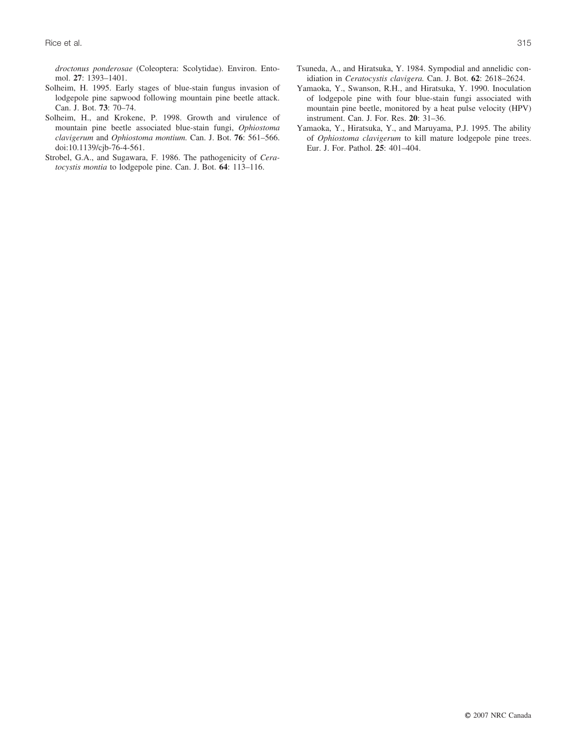*droctonus ponderosae* (Coleoptera: Scolytidae). Environ. Entomol. **27**: 1393–1401.

Solheim, H. 1995. Early stages of blue-stain fungus invasion of lodgepole pine sapwood following mountain pine beetle attack. Can. J. Bot. **73**: 70–74.

Solheim, H., and Krokene, P. 1998. Growth and virulence of mountain pine beetle associated blue-stain fungi, *Ophiostoma clavigerum* and *Ophiostoma montium.* Can. J. Bot. **76**: 561–566. doi:10.1139/cjb-76-4-561.

Strobel, G.A., and Sugawara, F. 1986. The pathogenicity of *Ceratocystis montia* to lodgepole pine. Can. J. Bot. **64**: 113–116.

Tsuneda, A., and Hiratsuka, Y. 1984. Sympodial and annelidic conidiation in *Ceratocystis clavigera.* Can. J. Bot. **62**: 2618–2624.

Yamaoka, Y., Swanson, R.H., and Hiratsuka, Y. 1990. Inoculation of lodgepole pine with four blue-stain fungi associated with mountain pine beetle, monitored by a heat pulse velocity (HPV) instrument. Can. J. For. Res. **20**: 31–36.

Yamaoka, Y., Hiratsuka, Y., and Maruyama, P.J. 1995. The ability of *Ophiostoma clavigerum* to kill mature lodgepole pine trees. Eur. J. For. Pathol. **25**: 401–404.